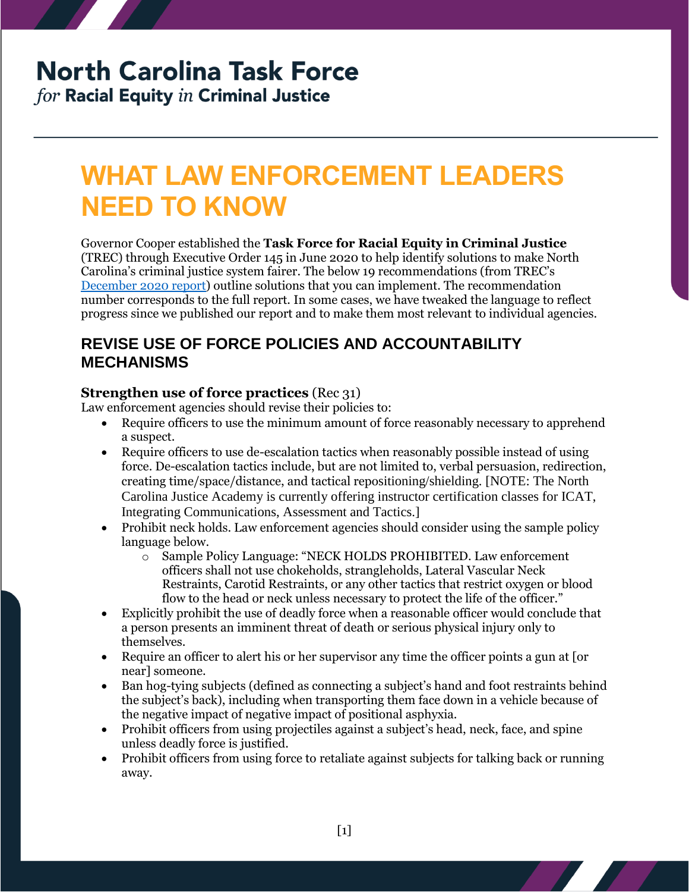# North Carolina Task Force

*for* **Racial Equity** *in* **Criminal Justice**

# WHAT LAW ENFORCEMENT LEADERS NEED TO KNOW

Governor Cooper established the **Task Force for Racial Equity in Criminal Justice** (TREC) through Executive Order 145 in June 2020 to help identify solutions to make North Carolina's criminal justice system fairer. The below 19 recommendations (from TREC's [December 2020 report]) outline solutions that you can implement. The recommendation number corresponds to the full report. In some cases, we have tweaked the language to reflect progress since we published our report and to make them most relevant to individual agencies.

## REVISE USE OF FORCE POLICIES AND ACCOUNTABILITY MECHANISMS

**Strengthen use of force practices** (Rec 31)

Law enforcement agencies should revise their policies to:

- Require officers to use the minimum amount of force reasonably necessary to apprehend a suspect.
- Require officers to use de-escalation tactics when reasonably possible instead of using force. De-escalation tactics include, but are not limited to, verbal persuasion, redirection, creating time/space/distance, and tactical repositioning/shielding. [NOTE: The North Carolina Justice Academy is currently offering instructor certification classes for ICAT, Integrating Communications, Assessment and Tactics.]
- Prohibit neck holds. Law enforcement agencies should consider using the sample policy language below.
    - Sample Policy Language: "NECK HOLDS PROHIBITED. Law enforcement officers shall not use chokeholds, strangleholds, Lateral Vascular Neck Restraints, Carotid Restraints, or any other tactics that restrict oxygen or blood flow to the head or neck unless necessary to protect the life of the officer."
- Explicitly prohibit the use of deadly force when a reasonable officer would conclude that a person presents an imminent threat of death or serious physical injury only to themselves.
- Require an officer to alert his or her supervisor any time the officer points a gun at [or near] someone.
- Ban hog-tying subjects (defined as connecting a subject's hand and foot restraints behind the subject's back), including when transporting them face down in a vehicle because of the negative impact of negative impact of positional asphyxia.
- Prohibit officers from using projectiles against a subject's head, neck, face, and spine unless deadly force is justified.
- Prohibit officers from using force to retaliate against subjects for talking back or running away.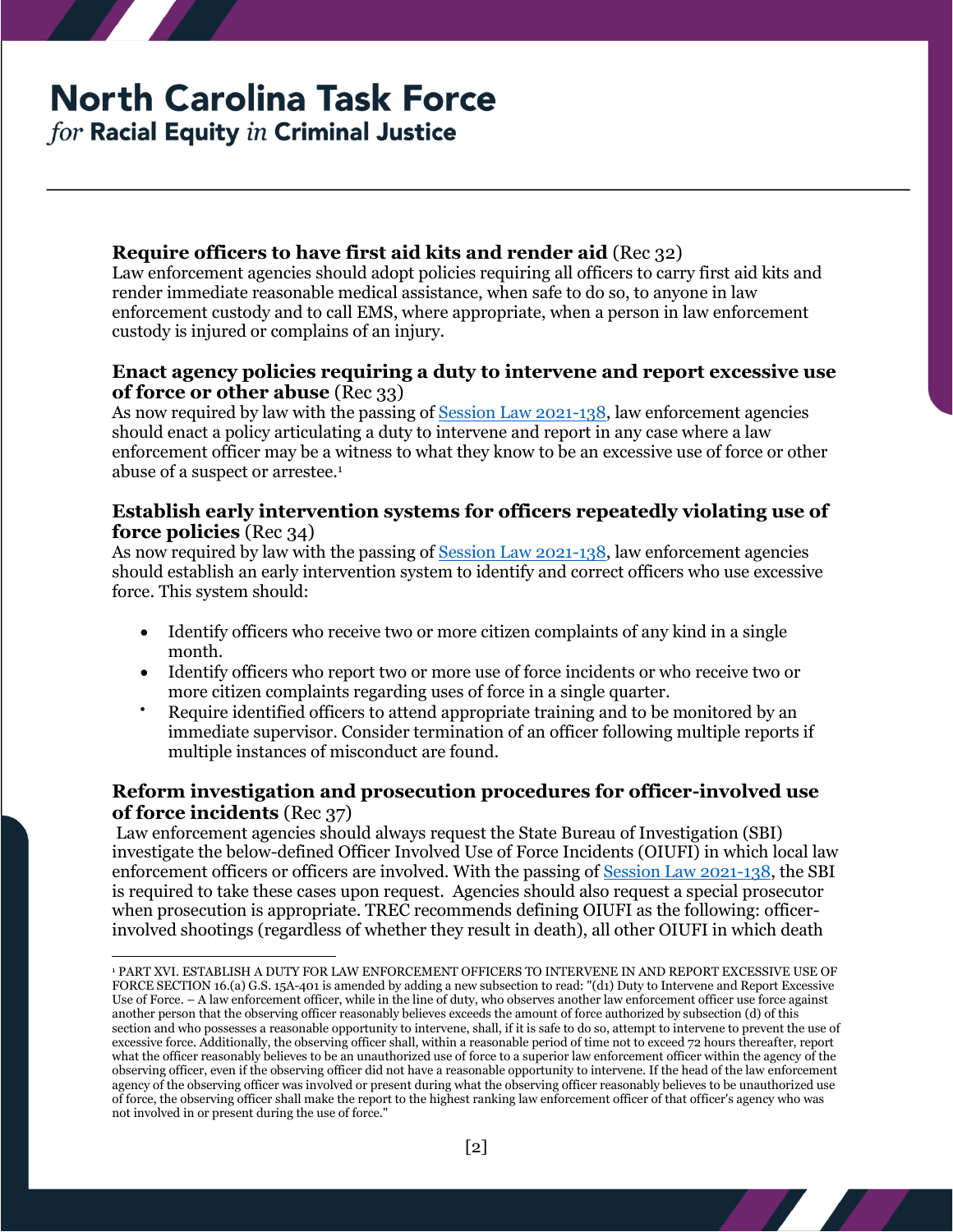**Require officers to have first aid kits and render aid** (Rec 32)
Law enforcement agencies should adopt policies requiring all officers to carry first aid kits and render immediate reasonable medical assistance, when safe to do so, to anyone in law enforcement custody and to call EMS, where appropriate, when a person in law enforcement custody is injured or complains of an injury.

**Enact agency policies requiring a duty to intervene and report excessive use of force or other abuse** (Rec 33)
As now required by law with the passing of [Session Law 2021-138](), law enforcement agencies should enact a policy articulating a duty to intervene and report in any case where a law enforcement officer may be a witness to what they know to be an excessive use of force or other abuse of a suspect or arrestee.[1]

**Establish early intervention systems for officers repeatedly violating use of force policies** (Rec 34)
As now required by law with the passing of [Session Law 2021-138](), law enforcement agencies should establish an early intervention system to identify and correct officers who use excessive force. This system should:

- Identify officers who receive two or more citizen complaints of any kind in a single month.
- Identify officers who report two or more use of force incidents or who receive two or more citizen complaints regarding uses of force in a single quarter.
- Require identified officers to attend appropriate training and to be monitored by an immediate supervisor. Consider termination of an officer following multiple reports if multiple instances of misconduct are found.

**Reform investigation and prosecution procedures for officer-involved use of force incidents** (Rec 37)
Law enforcement agencies should always request the State Bureau of Investigation (SBI) investigate the below-defined Officer Involved Use of Force Incidents (OIUFI) in which local law enforcement officers or officers are involved. With the passing of [Session Law 2021-138](), the SBI is required to take these cases upon request. Agencies should also request a special prosecutor when prosecution is appropriate. TREC recommends defining OIUFI as the following: officer-involved shootings (regardless of whether they result in death), all other OIUFI in which death

---

[1] PART XVI. ESTABLISH A DUTY FOR LAW ENFORCEMENT OFFICERS TO INTERVENE IN AND REPORT EXCESSIVE USE OF FORCE SECTION 16.(a) G.S. 15A-401 is amended by adding a new subsection to read: "(d1) Duty to Intervene and Report Excessive Use of Force. – A law enforcement officer, while in the line of duty, who observes another law enforcement officer use force against another person that the observing officer reasonably believes exceeds the amount of force authorized by subsection (d) of this section and who possesses a reasonable opportunity to intervene, shall, if it is safe to do so, attempt to intervene to prevent the use of excessive force. Additionally, the observing officer shall, within a reasonable period of time not to exceed 72 hours thereafter, report what the officer reasonably believes to be an unauthorized use of force to a superior law enforcement officer within the agency of the observing officer, even if the observing officer did not have a reasonable opportunity to intervene. If the head of the law enforcement agency of the observing officer was involved or present during what the observing officer reasonably believes to be unauthorized use of force, the observing officer shall make the report to the highest ranking law enforcement officer of that officer's agency who was not involved in or present during the use of force."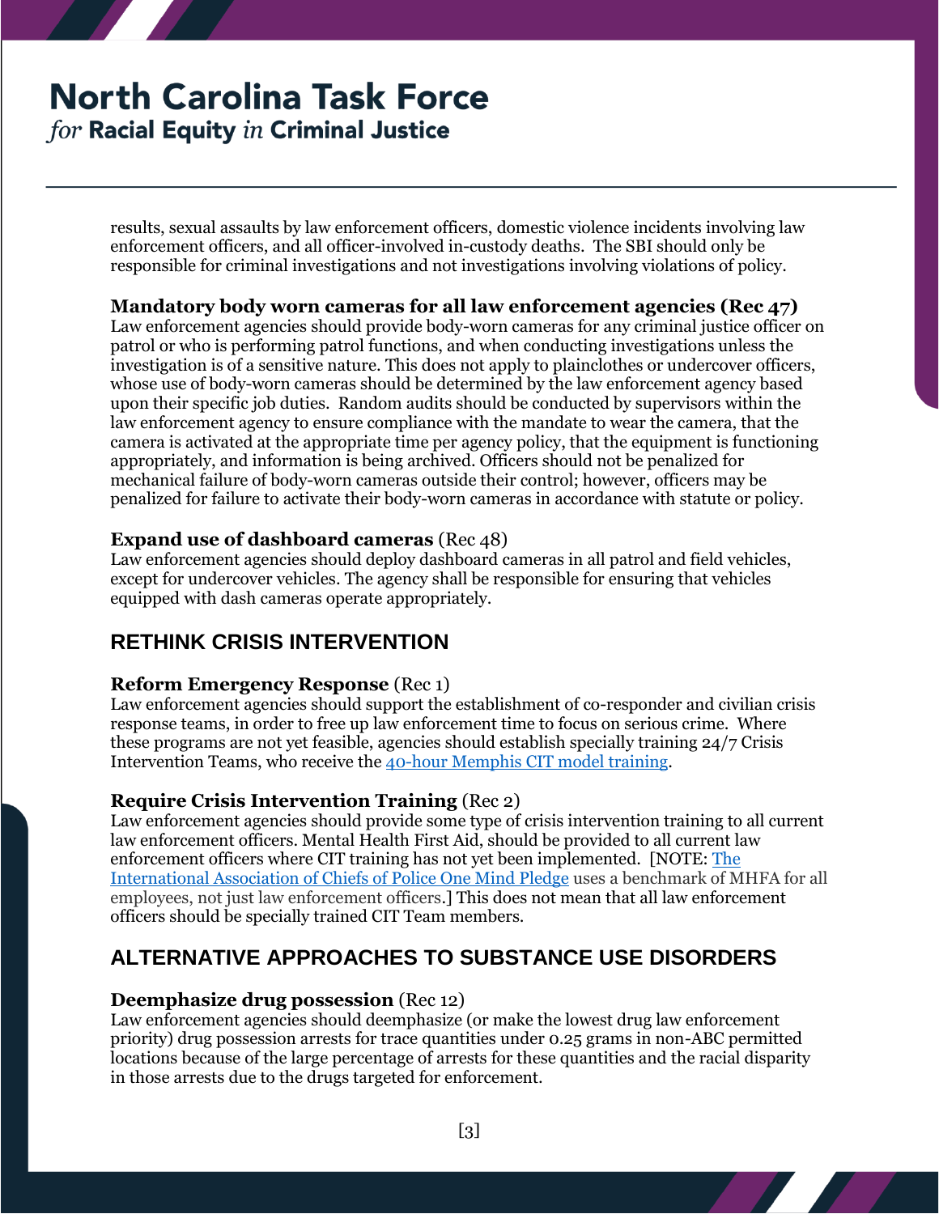results, sexual assaults by law enforcement officers, domestic violence incidents involving law enforcement officers, and all officer-involved in-custody deaths. The SBI should only be responsible for criminal investigations and not investigations involving violations of policy.

### Mandatory body worn cameras for all law enforcement agencies (Rec 47)

Law enforcement agencies should provide body-worn cameras for any criminal justice officer on patrol or who is performing patrol functions, and when conducting investigations unless the investigation is of a sensitive nature. This does not apply to plainclothes or undercover officers, whose use of body-worn cameras should be determined by the law enforcement agency based upon their specific job duties. Random audits should be conducted by supervisors within the law enforcement agency to ensure compliance with the mandate to wear the camera, that the camera is activated at the appropriate time per agency policy, that the equipment is functioning appropriately, and information is being archived. Officers should not be penalized for mechanical failure of body-worn cameras outside their control; however, officers may be penalized for failure to activate their body-worn cameras in accordance with statute or policy.

### **Expand use of dashboard cameras** (Rec 48)

Law enforcement agencies should deploy dashboard cameras in all patrol and field vehicles, except for undercover vehicles. The agency shall be responsible for ensuring that vehicles equipped with dash cameras operate appropriately.

## RETHINK CRISIS INTERVENTION

### **Reform Emergency Response** (Rec 1)

Law enforcement agencies should support the establishment of co-responder and civilian crisis response teams, in order to free up law enforcement time to focus on serious crime. Where these programs are not yet feasible, agencies should establish specially training 24/7 Crisis Intervention Teams, who receive the 40-hour Memphis CIT model training.

### **Require Crisis Intervention Training** (Rec 2)

Law enforcement agencies should provide some type of crisis intervention training to all current law enforcement officers. Mental Health First Aid, should be provided to all current law enforcement officers where CIT training has not yet been implemented. [NOTE: The International Association of Chiefs of Police One Mind Pledge uses a benchmark of MHFA for all employees, not just law enforcement officers.] This does not mean that all law enforcement officers should be specially trained CIT Team members.

## ALTERNATIVE APPROACHES TO SUBSTANCE USE DISORDERS

### **Deemphasize drug possession** (Rec 12)

Law enforcement agencies should deemphasize (or make the lowest drug law enforcement priority) drug possession arrests for trace quantities under 0.25 grams in non-ABC permitted locations because of the large percentage of arrests for these quantities and the racial disparity in those arrests due to the drugs targeted for enforcement.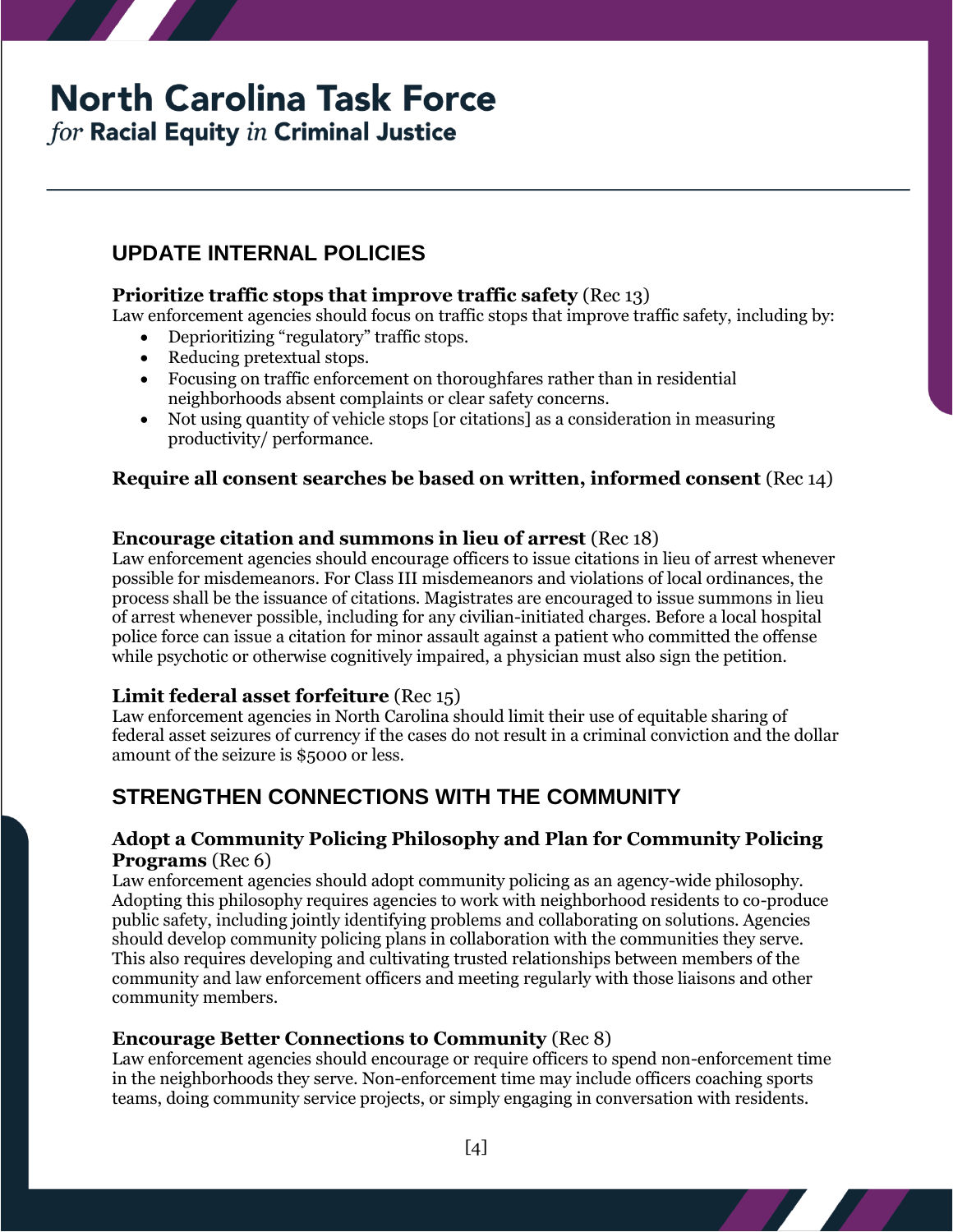# North Carolina Task Force
*for* **Racial Equity** *in* **Criminal Justice**

## UPDATE INTERNAL POLICIES

**Prioritize traffic stops that improve traffic safety** (Rec 13)
Law enforcement agencies should focus on traffic stops that improve traffic safety, including by:

- Deprioritizing "regulatory" traffic stops.
- Reducing pretextual stops.
- Focusing on traffic enforcement on thoroughfares rather than in residential neighborhoods absent complaints or clear safety concerns.
- Not using quantity of vehicle stops [or citations] as a consideration in measuring productivity/ performance.

**Require all consent searches be based on written, informed consent** (Rec 14)

**Encourage citation and summons in lieu of arrest** (Rec 18)
Law enforcement agencies should encourage officers to issue citations in lieu of arrest whenever possible for misdemeanors. For Class III misdemeanors and violations of local ordinances, the process shall be the issuance of citations. Magistrates are encouraged to issue summons in lieu of arrest whenever possible, including for any civilian-initiated charges. Before a local hospital police force can issue a citation for minor assault against a patient who committed the offense while psychotic or otherwise cognitively impaired, a physician must also sign the petition.

**Limit federal asset forfeiture** (Rec 15)
Law enforcement agencies in North Carolina should limit their use of equitable sharing of federal asset seizures of currency if the cases do not result in a criminal conviction and the dollar amount of the seizure is $5000 or less.

## STRENGTHEN CONNECTIONS WITH THE COMMUNITY

**Adopt a Community Policing Philosophy and Plan for Community Policing Programs** (Rec 6)
Law enforcement agencies should adopt community policing as an agency-wide philosophy. Adopting this philosophy requires agencies to work with neighborhood residents to co-produce public safety, including jointly identifying problems and collaborating on solutions. Agencies should develop community policing plans in collaboration with the communities they serve. This also requires developing and cultivating trusted relationships between members of the community and law enforcement officers and meeting regularly with those liaisons and other community members.

**Encourage Better Connections to Community** (Rec 8)
Law enforcement agencies should encourage or require officers to spend non-enforcement time in the neighborhoods they serve. Non-enforcement time may include officers coaching sports teams, doing community service projects, or simply engaging in conversation with residents.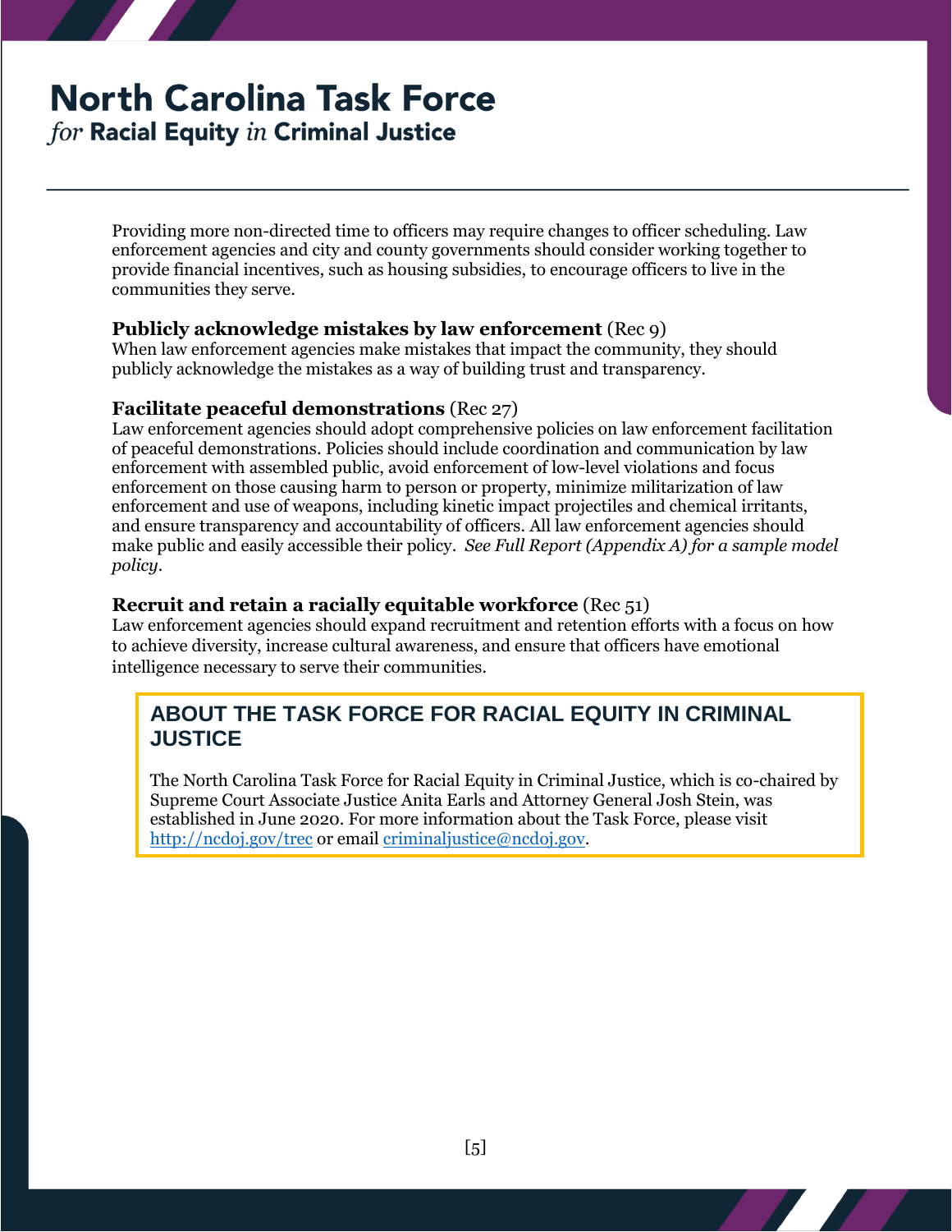Providing more non-directed time to officers may require changes to officer scheduling. Law enforcement agencies and city and county governments should consider working together to provide financial incentives, such as housing subsidies, to encourage officers to live in the communities they serve.

**Publicly acknowledge mistakes by law enforcement** (Rec 9)
When law enforcement agencies make mistakes that impact the community, they should publicly acknowledge the mistakes as a way of building trust and transparency.

**Facilitate peaceful demonstrations** (Rec 27)
Law enforcement agencies should adopt comprehensive policies on law enforcement facilitation of peaceful demonstrations. Policies should include coordination and communication by law enforcement with assembled public, avoid enforcement of low-level violations and focus enforcement on those causing harm to person or property, minimize militarization of law enforcement and use of weapons, including kinetic impact projectiles and chemical irritants, and ensure transparency and accountability of officers. All law enforcement agencies should make public and easily accessible their policy. *See Full Report (Appendix A) for a sample model policy.*

**Recruit and retain a racially equitable workforce** (Rec 51)
Law enforcement agencies should expand recruitment and retention efforts with a focus on how to achieve diversity, increase cultural awareness, and ensure that officers have emotional intelligence necessary to serve their communities.

## ABOUT THE TASK FORCE FOR RACIAL EQUITY IN CRIMINAL JUSTICE

The North Carolina Task Force for Racial Equity in Criminal Justice, which is co-chaired by Supreme Court Associate Justice Anita Earls and Attorney General Josh Stein, was established in June 2020. For more information about the Task Force, please visit http://ncdoj.gov/trec or email criminaljustice@ncdoj.gov.